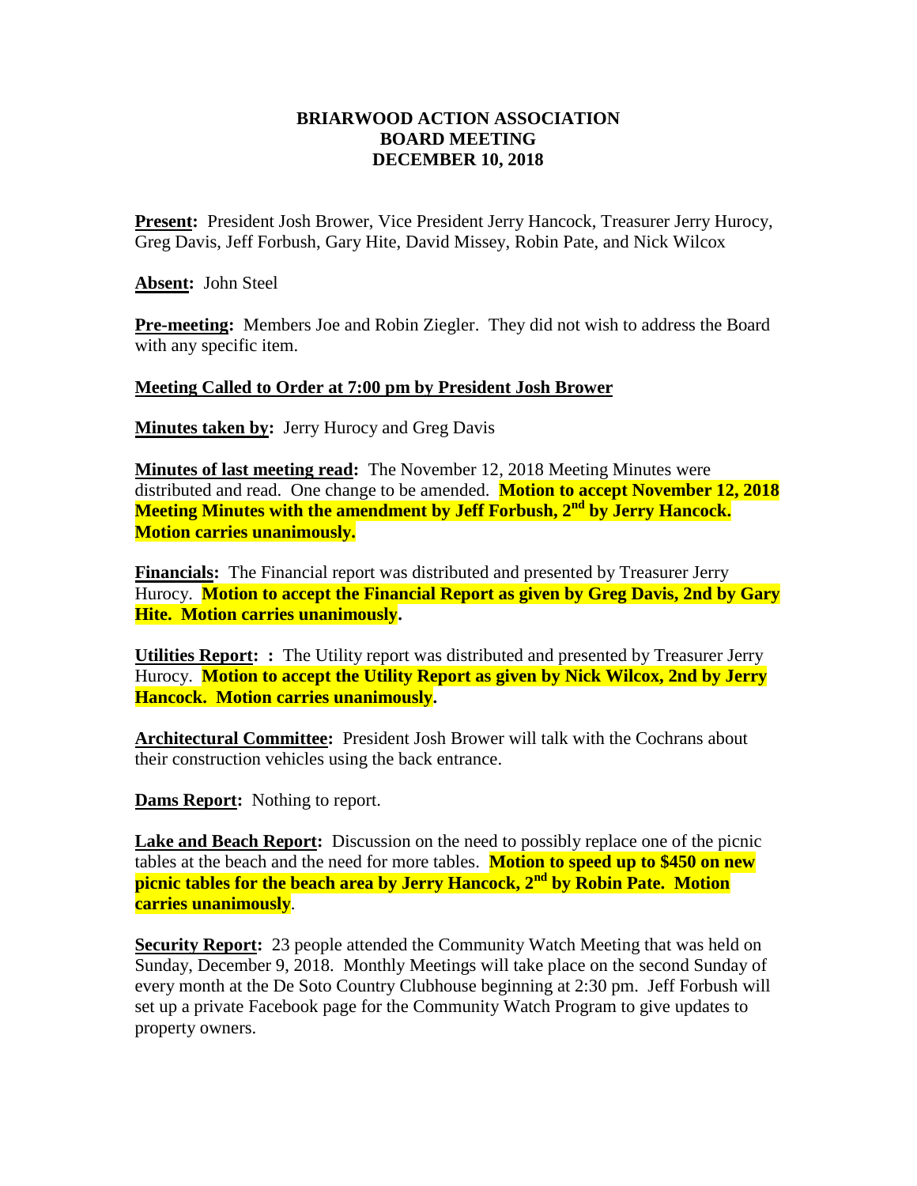# BRIARWOOD ACTION ASSOCIATION
## BOARD MEETING
## DECEMBER 10, 2018

**Present:** President Josh Brower, Vice President Jerry Hancock, Treasurer Jerry Hurocy, Greg Davis, Jeff Forbush, Gary Hite, David Missey, Robin Pate, and Nick Wilcox

**Absent:** John Steel

**Pre-meeting:** Members Joe and Robin Ziegler. They did not wish to address the Board with any specific item.

**Meeting Called to Order at 7:00 pm by President Josh Brower**

**Minutes taken by:** Jerry Hurocy and Greg Davis

**Minutes of last meeting read:** The November 12, 2018 Meeting Minutes were distributed and read. One change to be amended. **Motion to accept November 12, 2018 Meeting Minutes with the amendment by Jeff Forbush, 2nd by Jerry Hancock. Motion carries unanimously.**

**Financials:** The Financial report was distributed and presented by Treasurer Jerry Hurocy. **Motion to accept the Financial Report as given by Greg Davis, 2nd by Gary Hite. Motion carries unanimously.**

**Utilities Report:** **:** The Utility report was distributed and presented by Treasurer Jerry Hurocy. **Motion to accept the Utility Report as given by Nick Wilcox, 2nd by Jerry Hancock. Motion carries unanimously.**

**Architectural Committee:** President Josh Brower will talk with the Cochrans about their construction vehicles using the back entrance.

**Dams Report:** Nothing to report.

**Lake and Beach Report:** Discussion on the need to possibly replace one of the picnic tables at the beach and the need for more tables. **Motion to speed up to $450 on new picnic tables for the beach area by Jerry Hancock, 2nd by Robin Pate. Motion carries unanimously**.

**Security Report:** 23 people attended the Community Watch Meeting that was held on Sunday, December 9, 2018. Monthly Meetings will take place on the second Sunday of every month at the De Soto Country Clubhouse beginning at 2:30 pm. Jeff Forbush will set up a private Facebook page for the Community Watch Program to give updates to property owners.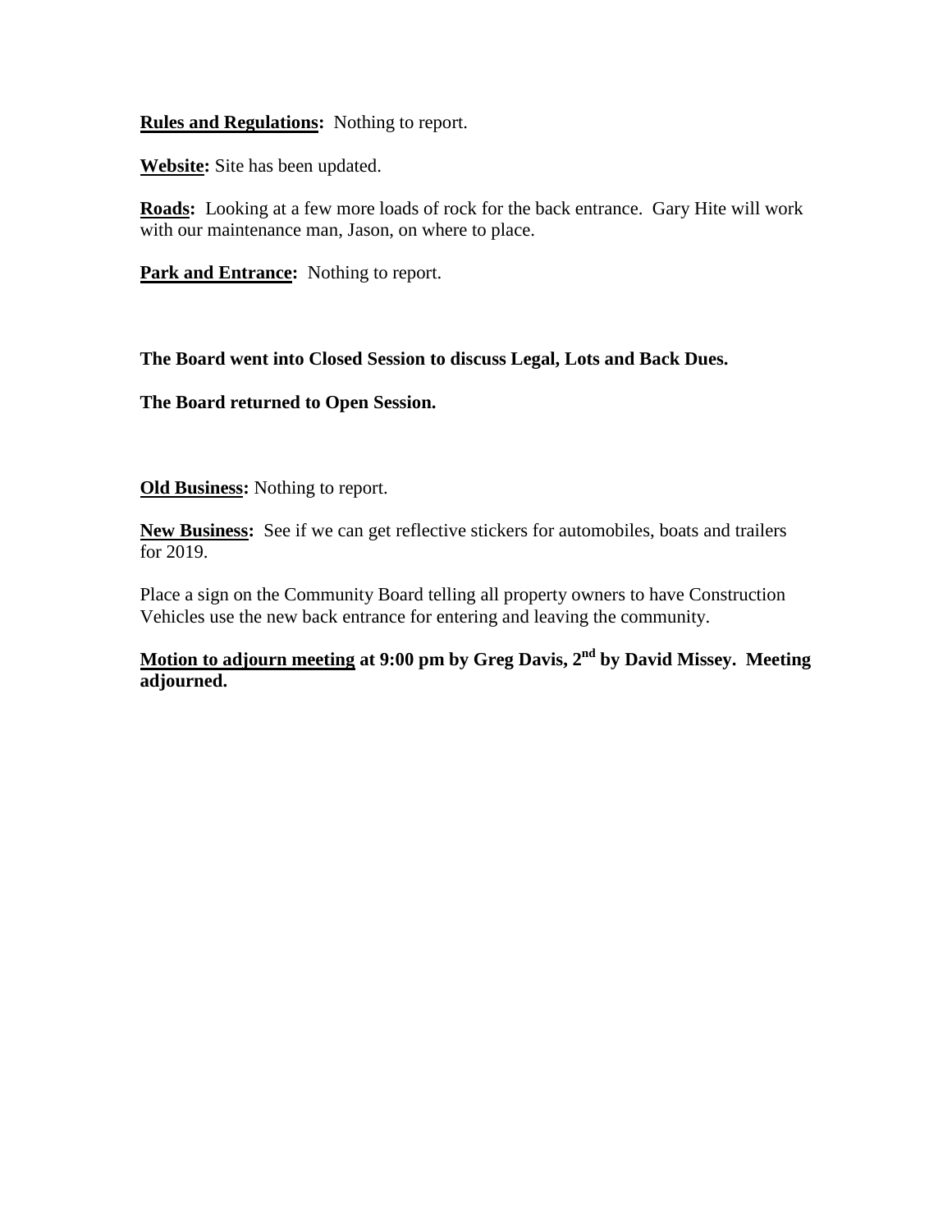**<u>Rules and Regulations</u>:** Nothing to report.

**<u>Website</u>:** Site has been updated.

**<u>Roads</u>:** Looking at a few more loads of rock for the back entrance. Gary Hite will work with our maintenance man, Jason, on where to place.

**<u>Park and Entrance</u>:** Nothing to report.

**The Board went into Closed Session to discuss Legal, Lots and Back Dues.**

**The Board returned to Open Session.**

**<u>Old Business</u>:** Nothing to report.

**<u>New Business</u>:** See if we can get reflective stickers for automobiles, boats and trailers for 2019.

Place a sign on the Community Board telling all property owners to have Construction Vehicles use the new back entrance for entering and leaving the community.

**<u>Motion to adjourn meeting</u> at 9:00 pm by Greg Davis, 2nd by David Missey. Meeting adjourned.**